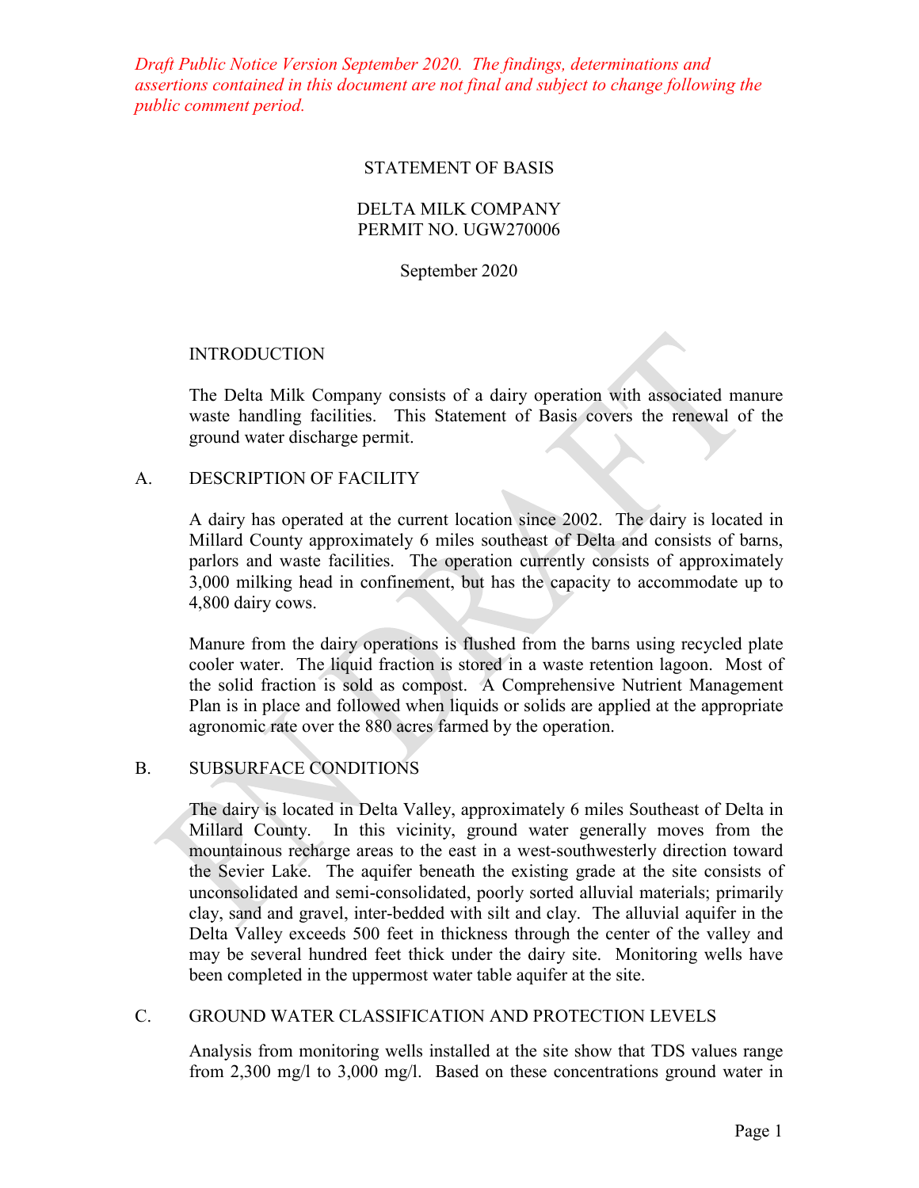*Draft Public Notice Version September 2020. The findings, determinations and assertions contained in this document are not final and subject to change following the public comment period.*

# STATEMENT OF BASIS

## DELTA MILK COMPANY
## PERMIT NO. UGW270006

September 2020

## INTRODUCTION

The Delta Milk Company consists of a dairy operation with associated manure waste handling facilities. This Statement of Basis covers the renewal of the ground water discharge permit.

## A. DESCRIPTION OF FACILITY

A dairy has operated at the current location since 2002. The dairy is located in Millard County approximately 6 miles southeast of Delta and consists of barns, parlors and waste facilities. The operation currently consists of approximately 3,000 milking head in confinement, but has the capacity to accommodate up to 4,800 dairy cows.

Manure from the dairy operations is flushed from the barns using recycled plate cooler water. The liquid fraction is stored in a waste retention lagoon. Most of the solid fraction is sold as compost. A Comprehensive Nutrient Management Plan is in place and followed when liquids or solids are applied at the appropriate agronomic rate over the 880 acres farmed by the operation.

## B. SUBSURFACE CONDITIONS

The dairy is located in Delta Valley, approximately 6 miles Southeast of Delta in Millard County. In this vicinity, ground water generally moves from the mountainous recharge areas to the east in a west-southwesterly direction toward the Sevier Lake. The aquifer beneath the existing grade at the site consists of unconsolidated and semi-consolidated, poorly sorted alluvial materials; primarily clay, sand and gravel, inter-bedded with silt and clay. The alluvial aquifer in the Delta Valley exceeds 500 feet in thickness through the center of the valley and may be several hundred feet thick under the dairy site. Monitoring wells have been completed in the uppermost water table aquifer at the site.

## C. GROUND WATER CLASSIFICATION AND PROTECTION LEVELS

Analysis from monitoring wells installed at the site show that TDS values range from 2,300 mg/l to 3,000 mg/l. Based on these concentrations ground water in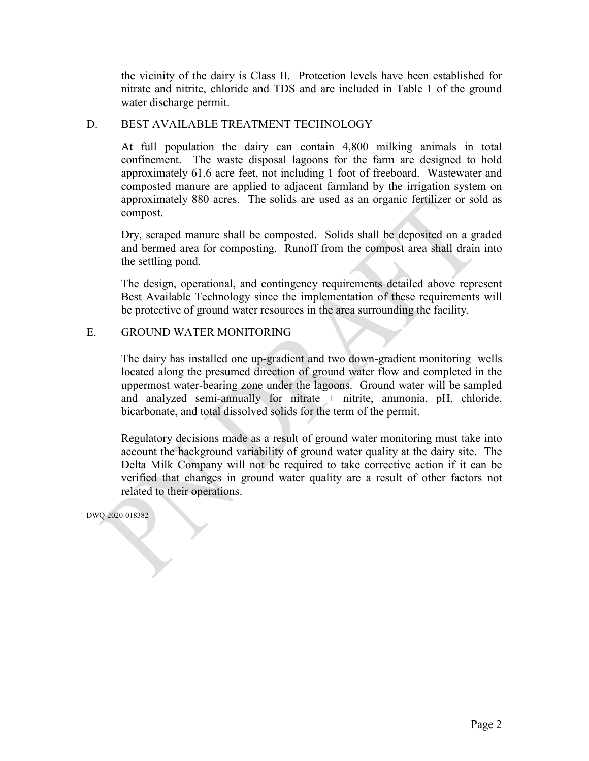the vicinity of the dairy is Class II. Protection levels have been established for nitrate and nitrite, chloride and TDS and are included in Table 1 of the ground water discharge permit.

## D. BEST AVAILABLE TREATMENT TECHNOLOGY

At full population the dairy can contain 4,800 milking animals in total confinement. The waste disposal lagoons for the farm are designed to hold approximately 61.6 acre feet, not including 1 foot of freeboard. Wastewater and composted manure are applied to adjacent farmland by the irrigation system on approximately 880 acres. The solids are used as an organic fertilizer or sold as compost.

Dry, scraped manure shall be composted. Solids shall be deposited on a graded and bermed area for composting. Runoff from the compost area shall drain into the settling pond.

The design, operational, and contingency requirements detailed above represent Best Available Technology since the implementation of these requirements will be protective of ground water resources in the area surrounding the facility.

## E. GROUND WATER MONITORING

The dairy has installed one up-gradient and two down-gradient monitoring wells located along the presumed direction of ground water flow and completed in the uppermost water-bearing zone under the lagoons. Ground water will be sampled and analyzed semi-annually for nitrate + nitrite, ammonia, pH, chloride, bicarbonate, and total dissolved solids for the term of the permit.

Regulatory decisions made as a result of ground water monitoring must take into account the background variability of ground water quality at the dairy site. The Delta Milk Company will not be required to take corrective action if it can be verified that changes in ground water quality are a result of other factors not related to their operations.

DWQ-2020-018382